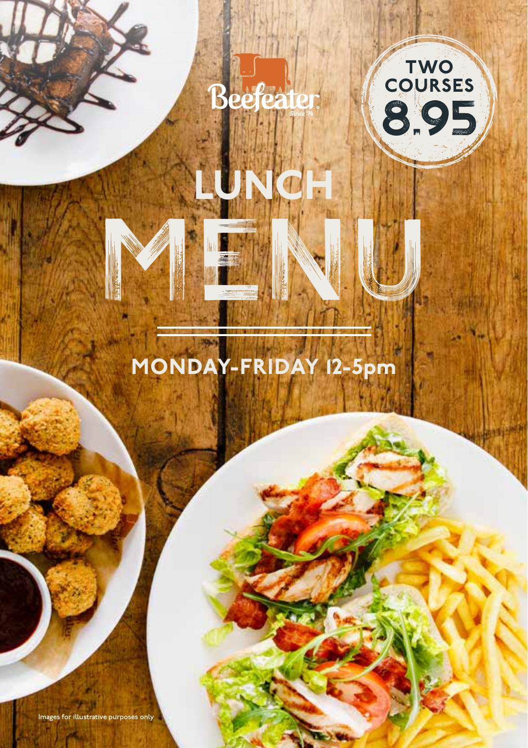Beefeater

Since '74

TWO COURSES 8.95

# LUNCH MENU

## MONDAY-FRIDAY 12-5pm

Images for illustrative purposes only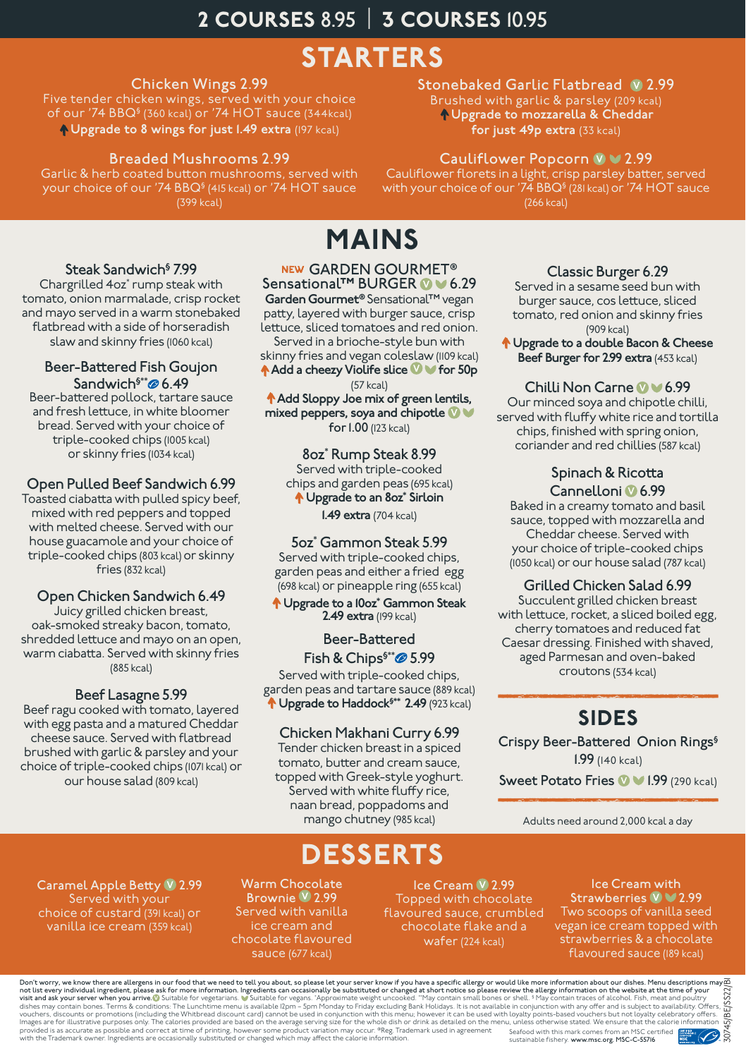# 2 COURSES 8.95 | 3 COURSES 10.95

## STARTERS

### Chicken Wings 2.99
Five tender chicken wings, served with your choice of our '74 BBQ§ (360 kcal) or '74 HOT sauce (344kcal)
**Upgrade to 8 wings for just 1.49 extra** (197 kcal)

### Stonebaked Garlic Flatbread (V) 2.99
Brushed with garlic & parsley (209 kcal)
**Upgrade to mozzarella & Cheddar for just 49p extra** (33 kcal)

### Breaded Mushrooms 2.99
Garlic & herb coated button mushrooms, served with your choice of our '74 BBQ§ (415 kcal) or '74 HOT sauce (399 kcal)

### Cauliflower Popcorn (V) (Vegan) 2.99
Cauliflower florets in a light, crisp parsley batter, served with your choice of our '74 BBQ§ (281 kcal) or '74 HOT sauce (266 kcal)

## MAINS

### Steak Sandwich§ 7.99
Chargrilled 4oz* rump steak with tomato, onion marmalade, crisp rocket and mayo served in a warm stonebaked flatbread with a side of horseradish slaw and skinny fries (1060 kcal)

### Beer-Battered Fish Goujon Sandwich§** (MSC) 6.49
Beer-battered pollock, tartare sauce and fresh lettuce, in white bloomer bread. Served with your choice of triple-cooked chips (1005 kcal) or skinny fries (1034 kcal)

### Open Pulled Beef Sandwich 6.99
Toasted ciabatta with pulled spicy beef, mixed with red peppers and topped with melted cheese. Served with our house guacamole and your choice of triple-cooked chips (803 kcal) or skinny fries (832 kcal)

### Open Chicken Sandwich 6.49
Juicy grilled chicken breast, oak-smoked streaky bacon, tomato, shredded lettuce and mayo on an open, warm ciabatta. Served with skinny fries (885 kcal)

### Beef Lasagne 5.99
Beef ragu cooked with tomato, layered with egg pasta and a matured Cheddar cheese sauce. Served with flatbread brushed with garlic & parsley and your choice of triple-cooked chips (1071 kcal) or our house salad (809 kcal)

### NEW GARDEN GOURMET® Sensational™ BURGER (V) (Vegan) 6.29
**Garden Gourmet®** Sensational™ vegan patty, layered with burger sauce, crisp lettuce, sliced tomatoes and red onion. Served in a brioche-style bun with skinny fries and vegan coleslaw (1109 kcal)
**Add a cheezy Violife slice (V) (Vegan) for 50p** (57 kcal)
**Add Sloppy Joe mix of green lentils, mixed peppers, soya and chipotle (V) (Vegan) for 1.00** (123 kcal)

### 8oz* Rump Steak 8.99
Served with triple-cooked chips and garden peas (695 kcal)
**Upgrade to an 8oz* Sirloin 1.49 extra** (704 kcal)

### 5oz* Gammon Steak 5.99
Served with triple-cooked chips, garden peas and either a fried egg (698 kcal) or pineapple ring (655 kcal)
**Upgrade to a 10oz* Gammon Steak 2.49 extra** (199 kcal)

### Beer-Battered Fish & Chips§** (MSC) 5.99
Served with triple-cooked chips, garden peas and tartare sauce (889 kcal)
**Upgrade to Haddock§** 2.49** (923 kcal)

### Chicken Makhani Curry 6.99
Tender chicken breast in a spiced tomato, butter and cream sauce, topped with Greek-style yoghurt. Served with white fluffy rice, naan bread, poppadoms and mango chutney (985 kcal)

### Classic Burger 6.29
Served in a sesame seed bun with burger sauce, cos lettuce, sliced tomato, red onion and skinny fries (909 kcal)
**Upgrade to a double Bacon & Cheese Beef Burger for 2.99 extra** (453 kcal)

### Chilli Non Carne (V) (Vegan) 6.99
Our minced soya and chipotle chilli, served with fluffy white rice and tortilla chips, finished with spring onion, coriander and red chillies (587 kcal)

### Spinach & Ricotta Cannelloni (V) 6.99
Baked in a creamy tomato and basil sauce, topped with mozzarella and Cheddar cheese. Served with your choice of triple-cooked chips (1050 kcal) or our house salad (787 kcal)

### Grilled Chicken Salad 6.99
Succulent grilled chicken breast with lettuce, rocket, a sliced boiled egg, cherry tomatoes and reduced fat Caesar dressing. Finished with shaved, aged Parmesan and oven-baked croutons (534 kcal)

## SIDES

Crispy Beer-Battered Onion Rings§ 1.99 (140 kcal)

Sweet Potato Fries (V) (Vegan) 1.99 (290 kcal)

Adults need around 2,000 kcal a day

## DESSERTS

### Caramel Apple Betty (V) 2.99
Served with your choice of custard (391 kcal) or vanilla ice cream (359 kcal)

### Warm Chocolate Brownie (V) 2.99
Served with vanilla ice cream and chocolate flavoured sauce (677 kcal)

### Ice Cream (V) 2.99
Topped with chocolate flavoured sauce, crumbled chocolate flake and a wafer (224 kcal)

### Ice Cream with Strawberries (V) (Vegan) 2.99
Two scoops of vanilla seed vegan ice cream topped with strawberries & a chocolate flavoured sauce (189 kcal)

Don't worry, we know there are allergens in our food that we need to tell you about, so please let your server know if you have a specific allergy or would like more information about our dishes. Menu descriptions may not list every individual ingredient, please ask for more information. Ingredients can occasionally be substituted or changed at short notice so please review the allergy information on the website at the time of your visit and ask your server when you arrive. (V) Suitable for vegetarians. (Vegan) Suitable for vegans. *Approximate weight uncooked. **May contain small bones or shell. § May contain traces of alcohol. Fish, meat and poultry dishes may contain bones. Terms & conditions: The Lunchtime menu is available 12pm – 5pm Monday to Friday excluding Bank Holidays. It is not available in conjunction with any offer and is subject to availability. Offers, vouchers, discounts or promotions (including the Whitbread discount card) cannot be used in conjunction with this menu; however it can be used with loyalty points-based vouchers but not loyalty celebratory offers. Images are for illustrative purposes only. The calories provided are based on the average serving size for the whole dish or drink as detailed on the menu, unless otherwise stated. We ensure that the calorie information provided is as accurate as possible and correct at time of printing, however some product variation may occur. ®Reg. Trademark used in agreement with the Trademark owner. Ingredients are occasionally substituted or changed which may affect the calorie information.

Seafood with this mark comes from an MSC certified sustainable fishery. www.msc.org. MSC-C-55716

30745/BE/SS22/BI